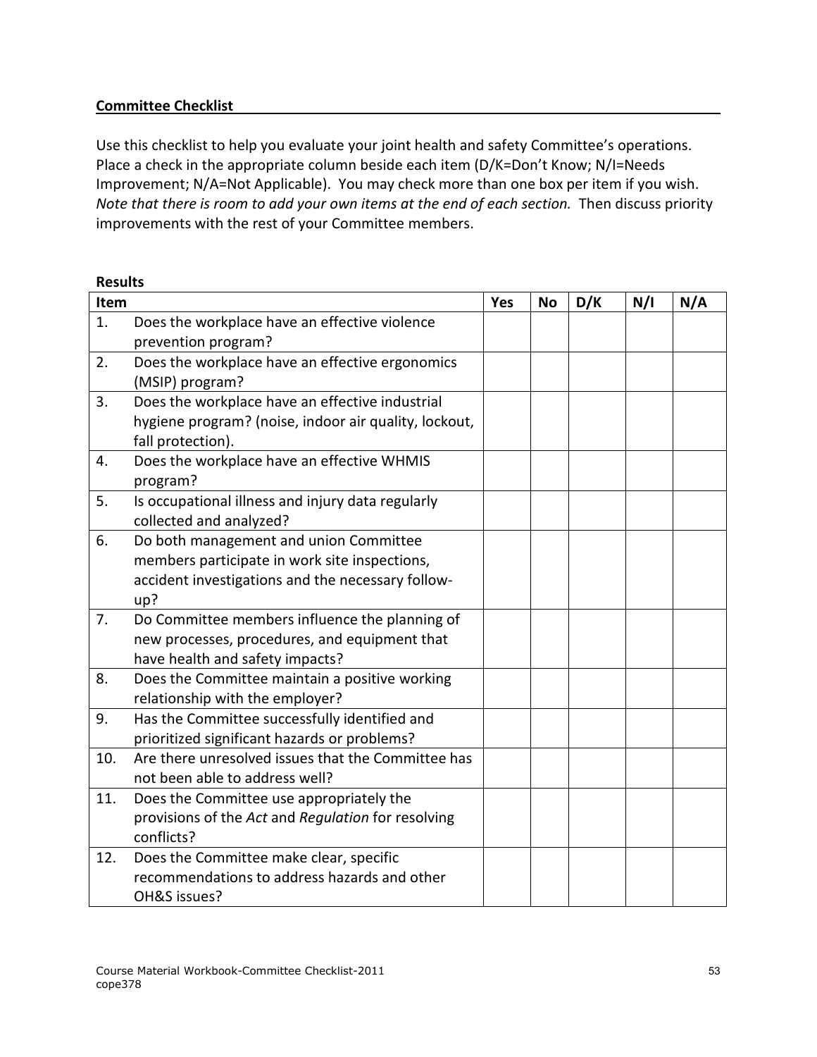## Committee Checklist

Use this checklist to help you evaluate your joint health and safety Committee's operations. Place a check in the appropriate column beside each item (D/K=Don't Know; N/I=Needs Improvement; N/A=Not Applicable). You may check more than one box per item if you wish. *Note that there is room to add your own items at the end of each section.* Then discuss priority improvements with the rest of your Committee members.

**Results**

| Item | | Yes | No | D/K | N/I | N/A |
|---|---|---|---|---|---|---|
| 1. | Does the workplace have an effective violence prevention program? | | | | | |
| 2. | Does the workplace have an effective ergonomics (MSIP) program? | | | | | |
| 3. | Does the workplace have an effective industrial hygiene program? (noise, indoor air quality, lockout, fall protection). | | | | | |
| 4. | Does the workplace have an effective WHMIS program? | | | | | |
| 5. | Is occupational illness and injury data regularly collected and analyzed? | | | | | |
| 6. | Do both management and union Committee members participate in work site inspections, accident investigations and the necessary follow-up? | | | | | |
| 7. | Do Committee members influence the planning of new processes, procedures, and equipment that have health and safety impacts? | | | | | |
| 8. | Does the Committee maintain a positive working relationship with the employer? | | | | | |
| 9. | Has the Committee successfully identified and prioritized significant hazards or problems? | | | | | |
| 10. | Are there unresolved issues that the Committee has not been able to address well? | | | | | |
| 11. | Does the Committee use appropriately the provisions of the *Act* and *Regulation* for resolving conflicts? | | | | | |
| 12. | Does the Committee make clear, specific recommendations to address hazards and other OH&S issues? | | | | | |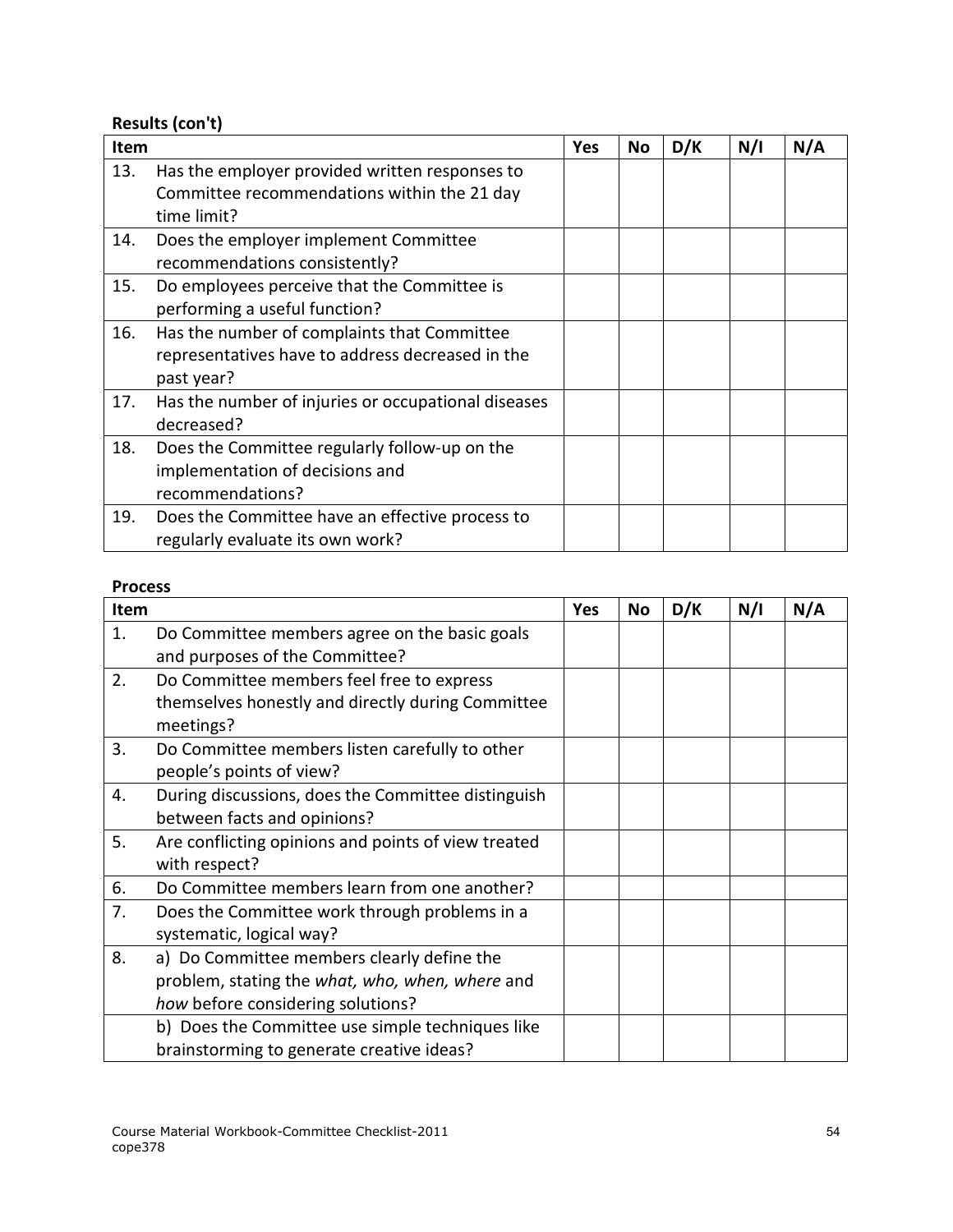**Results (con't)**

| Item | | Yes | No | D/K | N/I | N/A |
|---|---|---|---|---|---|---|
| 13. | Has the employer provided written responses to Committee recommendations within the 21 day time limit? | | | | | |
| 14. | Does the employer implement Committee recommendations consistently? | | | | | |
| 15. | Do employees perceive that the Committee is performing a useful function? | | | | | |
| 16. | Has the number of complaints that Committee representatives have to address decreased in the past year? | | | | | |
| 17. | Has the number of injuries or occupational diseases decreased? | | | | | |
| 18. | Does the Committee regularly follow-up on the implementation of decisions and recommendations? | | | | | |
| 19. | Does the Committee have an effective process to regularly evaluate its own work? | | | | | |

**Process**

| Item | | Yes | No | D/K | N/I | N/A |
|---|---|---|---|---|---|---|
| 1. | Do Committee members agree on the basic goals and purposes of the Committee? | | | | | |
| 2. | Do Committee members feel free to express themselves honestly and directly during Committee meetings? | | | | | |
| 3. | Do Committee members listen carefully to other people's points of view? | | | | | |
| 4. | During discussions, does the Committee distinguish between facts and opinions? | | | | | |
| 5. | Are conflicting opinions and points of view treated with respect? | | | | | |
| 6. | Do Committee members learn from one another? | | | | | |
| 7. | Does the Committee work through problems in a systematic, logical way? | | | | | |
| 8. | a) Do Committee members clearly define the problem, stating the *what, who, when, where* and *how* before considering solutions? | | | | | |
| | b) Does the Committee use simple techniques like brainstorming to generate creative ideas? | | | | | |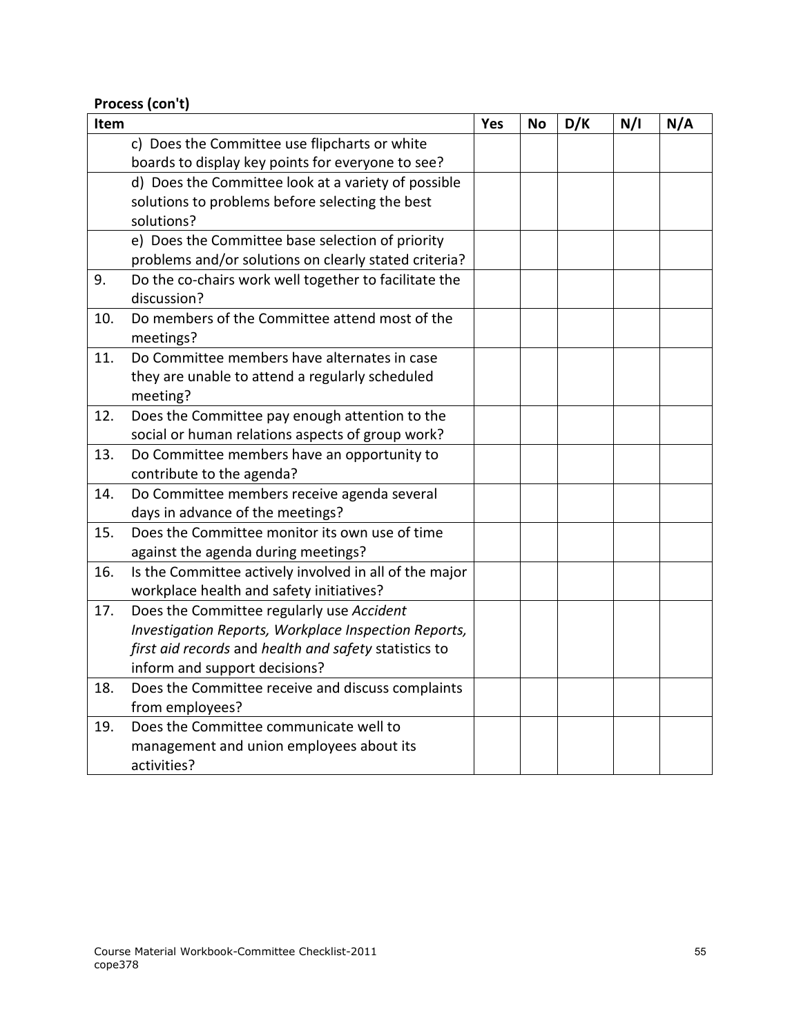**Process (con't)**

| Item | | Yes | No | D/K | N/I | N/A |
|---|---|---|---|---|---|---|
| | c) Does the Committee use flipcharts or white boards to display key points for everyone to see? | | | | | |
| | d) Does the Committee look at a variety of possible solutions to problems before selecting the best solutions? | | | | | |
| | e) Does the Committee base selection of priority problems and/or solutions on clearly stated criteria? | | | | | |
| 9. | Do the co-chairs work well together to facilitate the discussion? | | | | | |
| 10. | Do members of the Committee attend most of the meetings? | | | | | |
| 11. | Do Committee members have alternates in case they are unable to attend a regularly scheduled meeting? | | | | | |
| 12. | Does the Committee pay enough attention to the social or human relations aspects of group work? | | | | | |
| 13. | Do Committee members have an opportunity to contribute to the agenda? | | | | | |
| 14. | Do Committee members receive agenda several days in advance of the meetings? | | | | | |
| 15. | Does the Committee monitor its own use of time against the agenda during meetings? | | | | | |
| 16. | Is the Committee actively involved in all of the major workplace health and safety initiatives? | | | | | |
| 17. | Does the Committee regularly use *Accident Investigation Reports, Workplace Inspection Reports, first aid records* and *health and safety* statistics to inform and support decisions? | | | | | |
| 18. | Does the Committee receive and discuss complaints from employees? | | | | | |
| 19. | Does the Committee communicate well to management and union employees about its activities? | | | | | |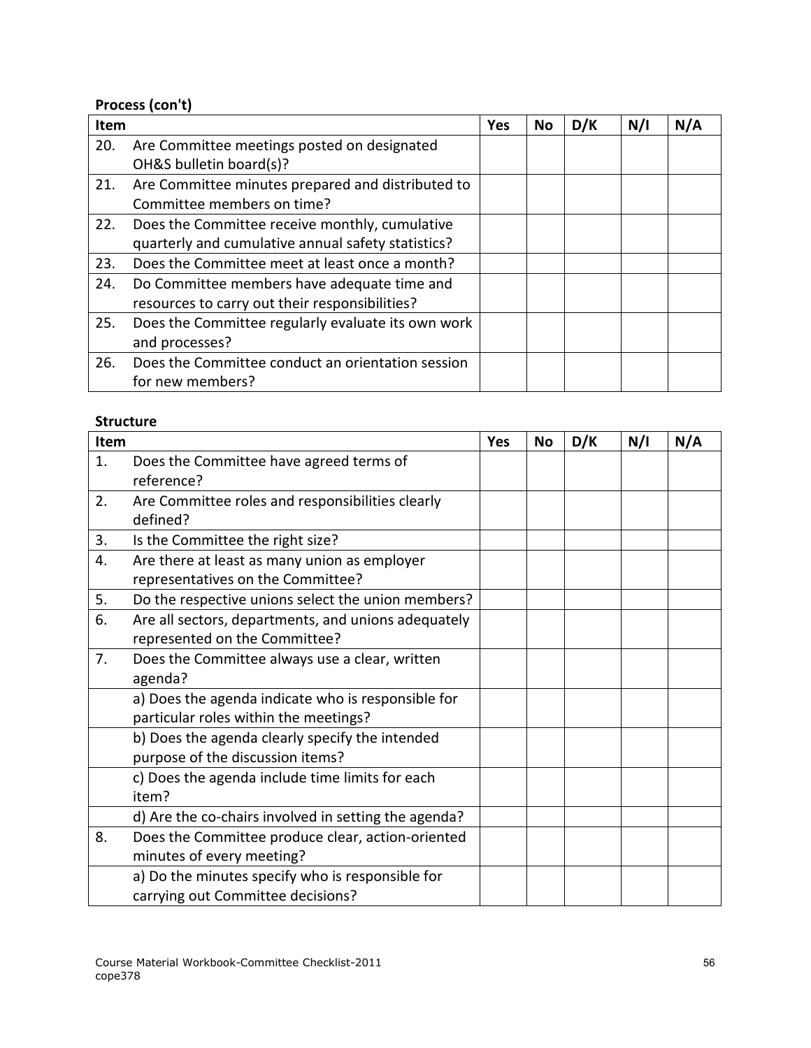**Process (con't)**

| Item | | Yes | No | D/K | N/I | N/A |
|---|---|---|---|---|---|---|
| 20. | Are Committee meetings posted on designated OH&S bulletin board(s)? | | | | | |
| 21. | Are Committee minutes prepared and distributed to Committee members on time? | | | | | |
| 22. | Does the Committee receive monthly, cumulative quarterly and cumulative annual safety statistics? | | | | | |
| 23. | Does the Committee meet at least once a month? | | | | | |
| 24. | Do Committee members have adequate time and resources to carry out their responsibilities? | | | | | |
| 25. | Does the Committee regularly evaluate its own work and processes? | | | | | |
| 26. | Does the Committee conduct an orientation session for new members? | | | | | |

**Structure**

| Item | | Yes | No | D/K | N/I | N/A |
|---|---|---|---|---|---|---|
| 1. | Does the Committee have agreed terms of reference? | | | | | |
| 2. | Are Committee roles and responsibilities clearly defined? | | | | | |
| 3. | Is the Committee the right size? | | | | | |
| 4. | Are there at least as many union as employer representatives on the Committee? | | | | | |
| 5. | Do the respective unions select the union members? | | | | | |
| 6. | Are all sectors, departments, and unions adequately represented on the Committee? | | | | | |
| 7. | Does the Committee always use a clear, written agenda? | | | | | |
| | a) Does the agenda indicate who is responsible for particular roles within the meetings? | | | | | |
| | b) Does the agenda clearly specify the intended purpose of the discussion items? | | | | | |
| | c) Does the agenda include time limits for each item? | | | | | |
| | d) Are the co-chairs involved in setting the agenda? | | | | | |
| 8. | Does the Committee produce clear, action-oriented minutes of every meeting? | | | | | |
| | a) Do the minutes specify who is responsible for carrying out Committee decisions? | | | | | |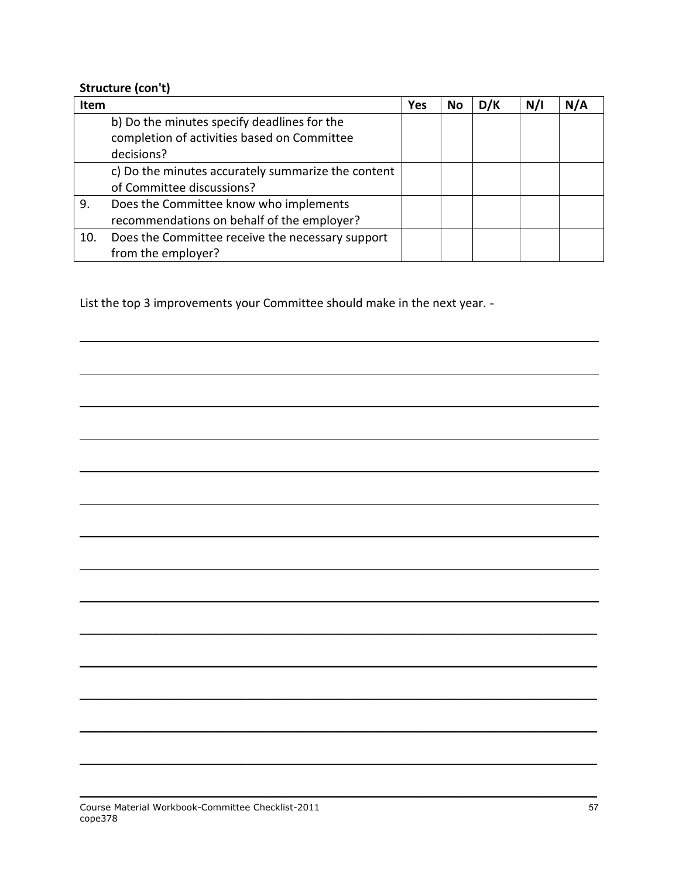**Structure (con't)**

| Item | | Yes | No | D/K | N/I | N/A |
|---|---|---|---|---|---|---|
| | b) Do the minutes specify deadlines for the completion of activities based on Committee decisions? | | | | | |
| | c) Do the minutes accurately summarize the content of Committee discussions? | | | | | |
| 9. | Does the Committee know who implements recommendations on behalf of the employer? | | | | | |
| 10. | Does the Committee receive the necessary support from the employer? | | | | | |

List the top 3 improvements your Committee should make in the next year. -

_______________________________________________________________________________

_______________________________________________________________________________

_______________________________________________________________________________

_______________________________________________________________________________

_______________________________________________________________________________

_______________________________________________________________________________

_______________________________________________________________________________

_______________________________________________________________________________

_______________________________________________________________________________

_______________________________________________________________________________

_______________________________________________________________________________

_______________________________________________________________________________

_______________________________________________________________________________

_______________________________________________________________________________

_______________________________________________________________________________

Course Material Workbook-Committee Checklist-2011
cope378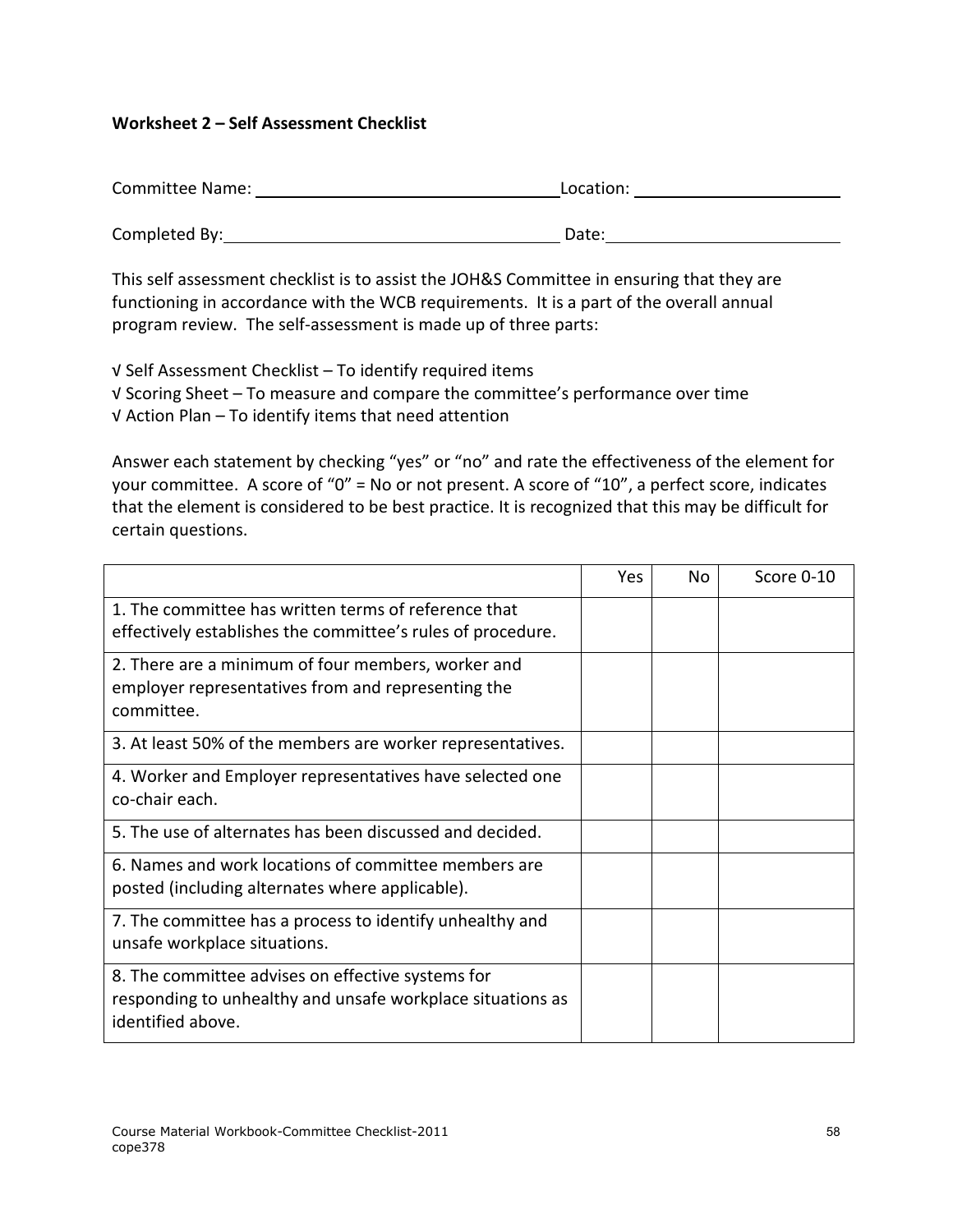**Worksheet 2 – Self Assessment Checklist**

Committee Name: ______________________________ Location: ____________________

Completed By: ________________________________ Date: _______________________

This self assessment checklist is to assist the JOH&S Committee in ensuring that they are functioning in accordance with the WCB requirements. It is a part of the overall annual program review. The self-assessment is made up of three parts:

√ Self Assessment Checklist – To identify required items
√ Scoring Sheet – To measure and compare the committee's performance over time
√ Action Plan – To identify items that need attention

Answer each statement by checking "yes" or "no" and rate the effectiveness of the element for your committee. A score of "0" = No or not present. A score of "10", a perfect score, indicates that the element is considered to be best practice. It is recognized that this may be difficult for certain questions.

| | Yes | No | Score 0-10 |
|---|---|---|---|
| 1. The committee has written terms of reference that effectively establishes the committee's rules of procedure. | | | |
| 2. There are a minimum of four members, worker and employer representatives from and representing the committee. | | | |
| 3. At least 50% of the members are worker representatives. | | | |
| 4. Worker and Employer representatives have selected one co-chair each. | | | |
| 5. The use of alternates has been discussed and decided. | | | |
| 6. Names and work locations of committee members are posted (including alternates where applicable). | | | |
| 7. The committee has a process to identify unhealthy and unsafe workplace situations. | | | |
| 8. The committee advises on effective systems for responding to unhealthy and unsafe workplace situations as identified above. | | | |

Course Material Workbook-Committee Checklist-2011
cope378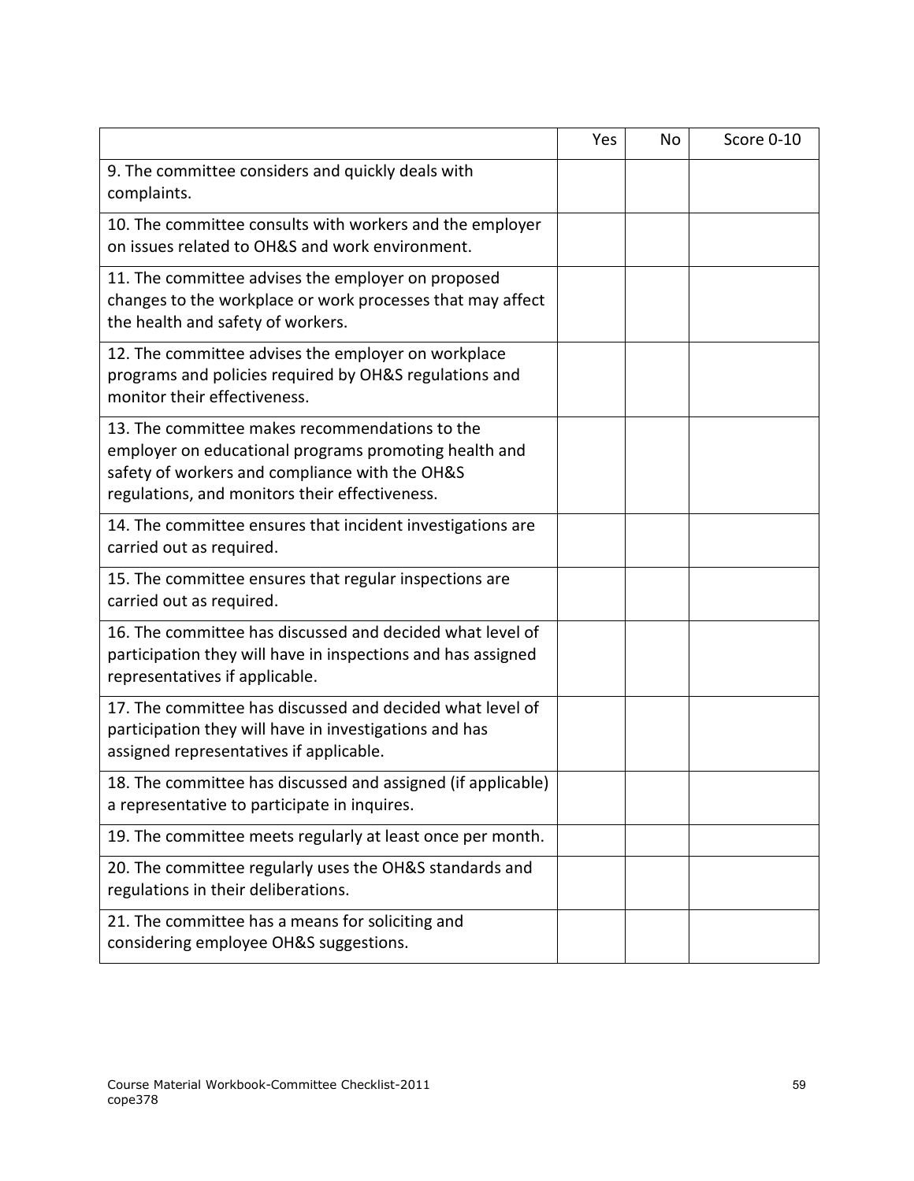| | Yes | No | Score 0-10 |
|---|---|---|---|
| 9. The committee considers and quickly deals with complaints. | | | |
| 10. The committee consults with workers and the employer on issues related to OH&S and work environment. | | | |
| 11. The committee advises the employer on proposed changes to the workplace or work processes that may affect the health and safety of workers. | | | |
| 12. The committee advises the employer on workplace programs and policies required by OH&S regulations and monitor their effectiveness. | | | |
| 13. The committee makes recommendations to the employer on educational programs promoting health and safety of workers and compliance with the OH&S regulations, and monitors their effectiveness. | | | |
| 14. The committee ensures that incident investigations are carried out as required. | | | |
| 15. The committee ensures that regular inspections are carried out as required. | | | |
| 16. The committee has discussed and decided what level of participation they will have in inspections and has assigned representatives if applicable. | | | |
| 17. The committee has discussed and decided what level of participation they will have in investigations and has assigned representatives if applicable. | | | |
| 18. The committee has discussed and assigned (if applicable) a representative to participate in inquires. | | | |
| 19. The committee meets regularly at least once per month. | | | |
| 20. The committee regularly uses the OH&S standards and regulations in their deliberations. | | | |
| 21. The committee has a means for soliciting and considering employee OH&S suggestions. | | | |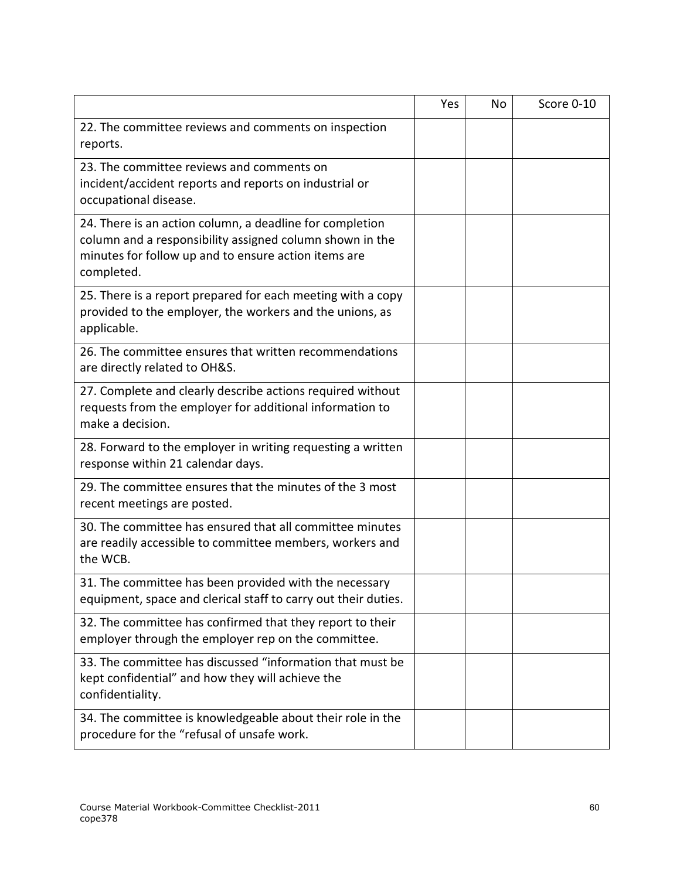| | Yes | No | Score 0-10 |
|---|---|---|---|
| 22. The committee reviews and comments on inspection reports. | | | |
| 23. The committee reviews and comments on incident/accident reports and reports on industrial or occupational disease. | | | |
| 24. There is an action column, a deadline for completion column and a responsibility assigned column shown in the minutes for follow up and to ensure action items are completed. | | | |
| 25. There is a report prepared for each meeting with a copy provided to the employer, the workers and the unions, as applicable. | | | |
| 26. The committee ensures that written recommendations are directly related to OH&S. | | | |
| 27. Complete and clearly describe actions required without requests from the employer for additional information to make a decision. | | | |
| 28. Forward to the employer in writing requesting a written response within 21 calendar days. | | | |
| 29. The committee ensures that the minutes of the 3 most recent meetings are posted. | | | |
| 30. The committee has ensured that all committee minutes are readily accessible to committee members, workers and the WCB. | | | |
| 31. The committee has been provided with the necessary equipment, space and clerical staff to carry out their duties. | | | |
| 32. The committee has confirmed that they report to their employer through the employer rep on the committee. | | | |
| 33. The committee has discussed "information that must be kept confidential" and how they will achieve the confidentiality. | | | |
| 34. The committee is knowledgeable about their role in the procedure for the "refusal of unsafe work. | | | |